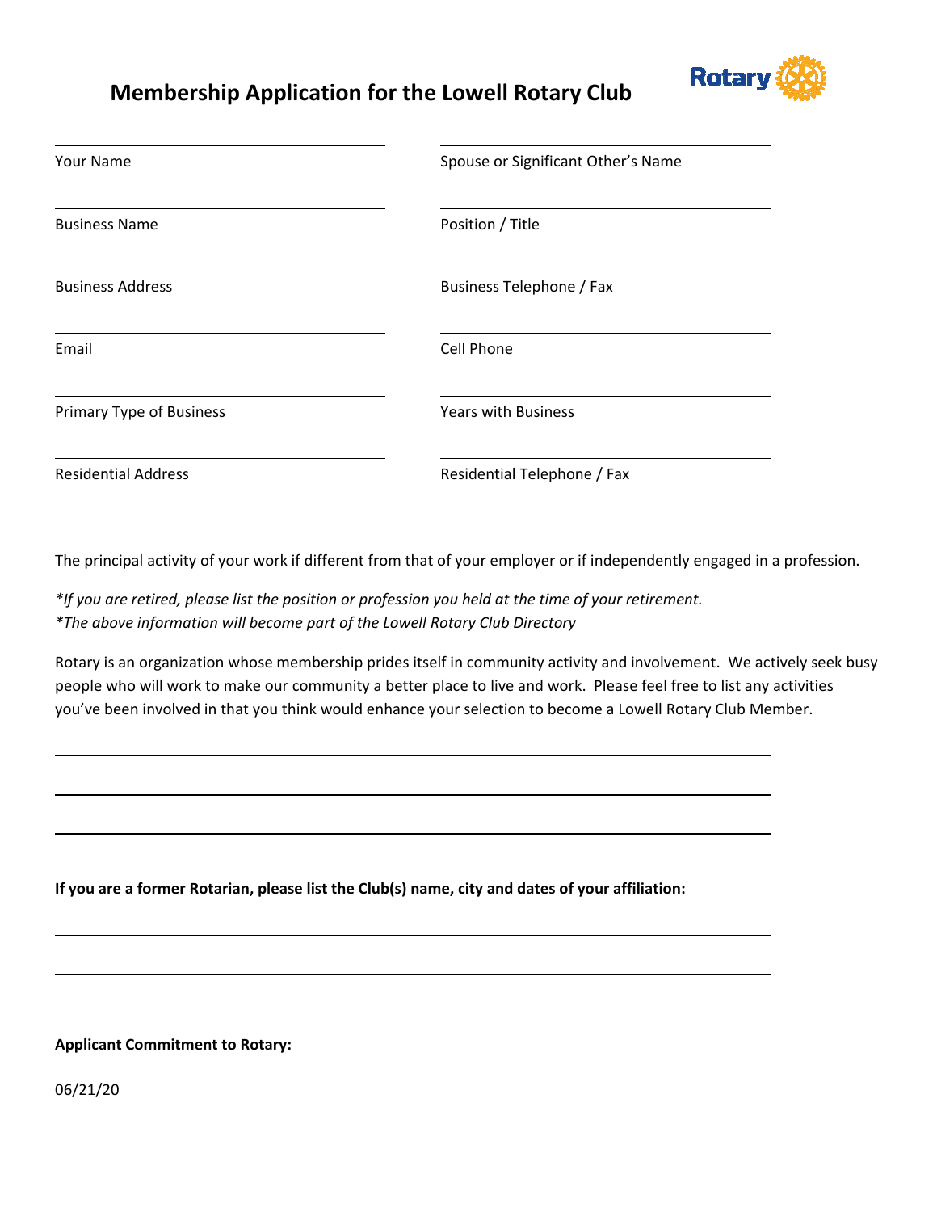# Membership Application for the Lowell Rotary Club

Rotary

| | |
|---|---|
| Your Name | Spouse or Significant Other's Name |
| Business Name | Position / Title |
| Business Address | Business Telephone / Fax |
| Email | Cell Phone |
| Primary Type of Business | Years with Business |
| Residential Address | Residential Telephone / Fax |

The principal activity of your work if different from that of your employer or if independently engaged in a profession.

*\*If you are retired, please list the position or profession you held at the time of your retirement.*
*\*The above information will become part of the Lowell Rotary Club Directory*

Rotary is an organization whose membership prides itself in community activity and involvement. We actively seek busy people who will work to make our community a better place to live and work. Please feel free to list any activities you've been involved in that you think would enhance your selection to become a Lowell Rotary Club Member.

**If you are a former Rotarian, please list the Club(s) name, city and dates of your affiliation:**

**Applicant Commitment to Rotary:**

06/21/20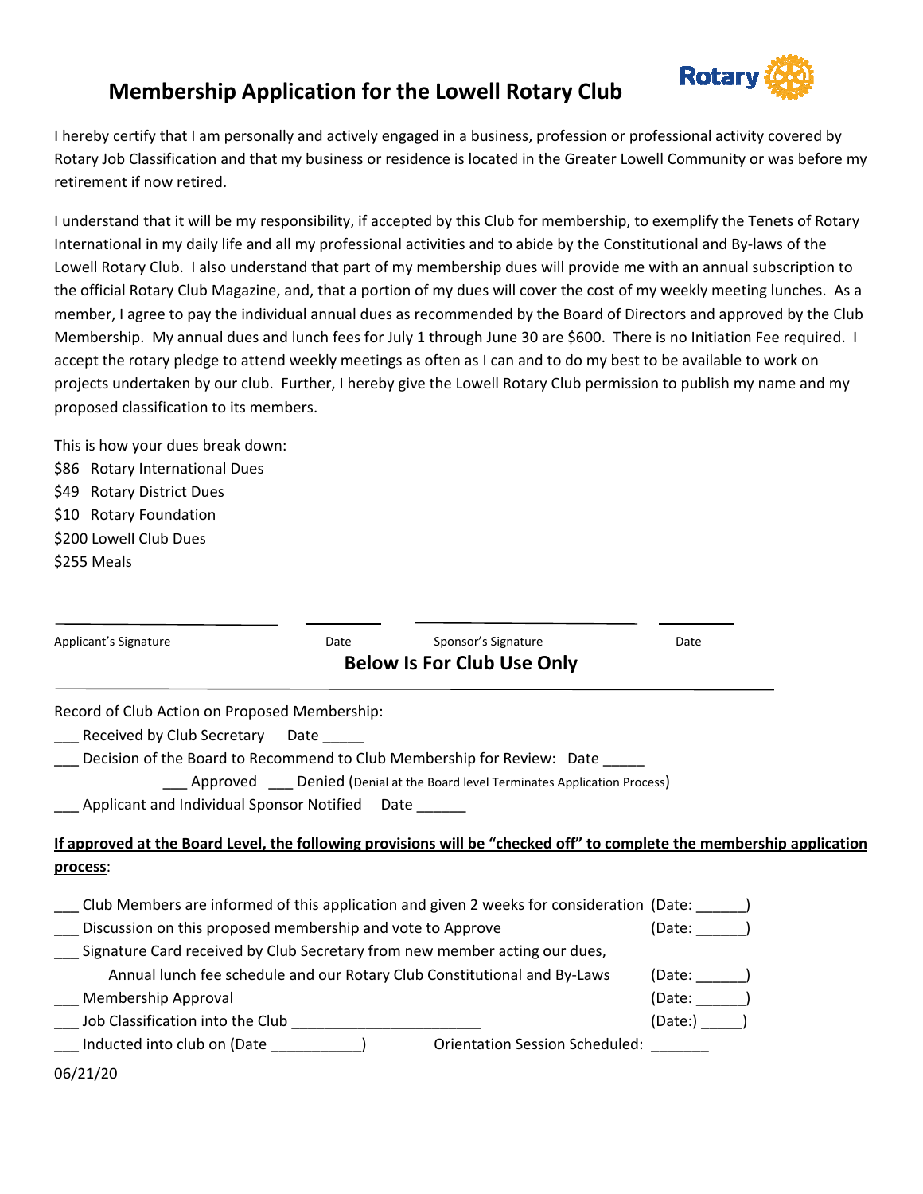# Membership Application for the Lowell Rotary Club

I hereby certify that I am personally and actively engaged in a business, profession or professional activity covered by Rotary Job Classification and that my business or residence is located in the Greater Lowell Community or was before my retirement if now retired.

I understand that it will be my responsibility, if accepted by this Club for membership, to exemplify the Tenets of Rotary International in my daily life and all my professional activities and to abide by the Constitutional and By-laws of the Lowell Rotary Club. I also understand that part of my membership dues will provide me with an annual subscription to the official Rotary Club Magazine, and, that a portion of my dues will cover the cost of my weekly meeting lunches. As a member, I agree to pay the individual annual dues as recommended by the Board of Directors and approved by the Club Membership. My annual dues and lunch fees for July 1 through June 30 are $600. There is no Initiation Fee required. I accept the rotary pledge to attend weekly meetings as often as I can and to do my best to be available to work on projects undertaken by our club. Further, I hereby give the Lowell Rotary Club permission to publish my name and my proposed classification to its members.

This is how your dues break down:
$86 Rotary International Dues
$49 Rotary District Dues
$10 Rotary Foundation
$200 Lowell Club Dues
$255 Meals

_______________________ ________ _______________________ ________
Applicant's Signature Date Sponsor's Signature Date

## Below Is For Club Use Only

Record of Club Action on Proposed Membership:
___ Received by Club Secretary Date _____
___ Decision of the Board to Recommend to Club Membership for Review: Date _____
___ Approved ___ Denied (Denial at the Board level Terminates Application Process)
___ Applicant and Individual Sponsor Notified Date ______

**If approved at the Board Level, the following provisions will be "checked off" to complete the membership application process**:

___ Club Members are informed of this application and given 2 weeks for consideration (Date: ______)
___ Discussion on this proposed membership and vote to Approve (Date: ______)
___ Signature Card received by Club Secretary from new member acting our dues, Annual lunch fee schedule and our Rotary Club Constitutional and By-Laws (Date: ______)
___ Membership Approval (Date: ______)
___ Job Classification into the Club ______________________ (Date:) _____)
___ Inducted into club on (Date ___________) Orientation Session Scheduled: _______

06/21/20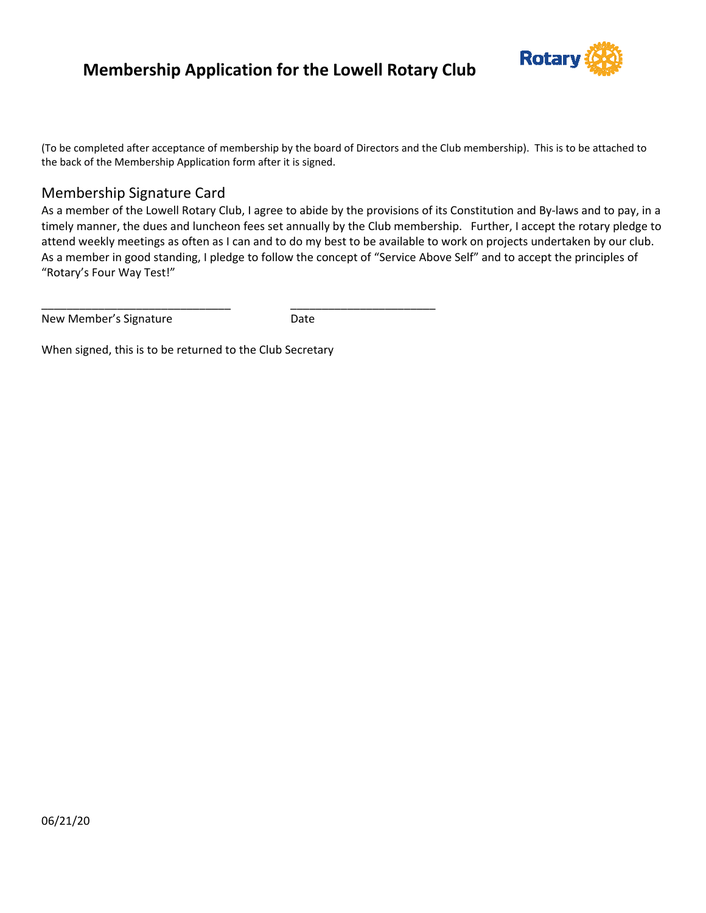# Membership Application for the Lowell Rotary Club

(To be completed after acceptance of membership by the board of Directors and the Club membership). This is to be attached to the back of the Membership Application form after it is signed.

## Membership Signature Card

As a member of the Lowell Rotary Club, I agree to abide by the provisions of its Constitution and By-laws and to pay, in a timely manner, the dues and luncheon fees set annually by the Club membership. Further, I accept the rotary pledge to attend weekly meetings as often as I can and to do my best to be available to work on projects undertaken by our club. As a member in good standing, I pledge to follow the concept of "Service Above Self" and to accept the principles of "Rotary's Four Way Test!"

______________________________ ______________________

New Member's Signature Date

When signed, this is to be returned to the Club Secretary

06/21/20